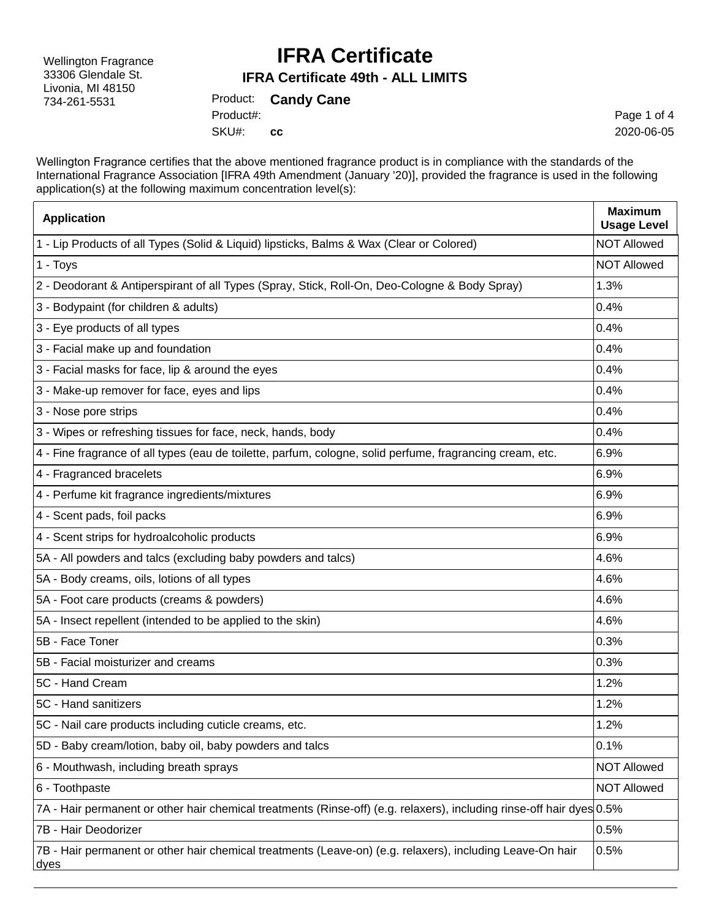Wellington Fragrance
33306 Glendale St.
Livonia, MI 48150
734-261-5531

# IFRA Certificate

## IFRA Certificate 49th - ALL LIMITS

Product: **Candy Cane**
Product#:
SKU#: **cc**

2020-06-05

Wellington Fragrance certifies that the above mentioned fragrance product is in compliance with the standards of the International Fragrance Association [IFRA 49th Amendment (January '20)], provided the fragrance is used in the following application(s) at the following maximum concentration level(s):

| Application | Maximum Usage Level |
|---|---|
| 1 - Lip Products of all Types (Solid & Liquid) lipsticks, Balms & Wax (Clear or Colored) | NOT Allowed |
| 1 - Toys | NOT Allowed |
| 2 - Deodorant & Antiperspirant of all Types (Spray, Stick, Roll-On, Deo-Cologne & Body Spray) | 1.3% |
| 3 - Bodypaint (for children & adults) | 0.4% |
| 3 - Eye products of all types | 0.4% |
| 3 - Facial make up and foundation | 0.4% |
| 3 - Facial masks for face, lip & around the eyes | 0.4% |
| 3 - Make-up remover for face, eyes and lips | 0.4% |
| 3 - Nose pore strips | 0.4% |
| 3 - Wipes or refreshing tissues for face, neck, hands, body | 0.4% |
| 4 - Fine fragrance of all types (eau de toilette, parfum, cologne, solid perfume, fragrancing cream, etc. | 6.9% |
| 4 - Fragranced bracelets | 6.9% |
| 4 - Perfume kit fragrance ingredients/mixtures | 6.9% |
| 4 - Scent pads, foil packs | 6.9% |
| 4 - Scent strips for hydroalcoholic products | 6.9% |
| 5A - All powders and talcs (excluding baby powders and talcs) | 4.6% |
| 5A - Body creams, oils, lotions of all types | 4.6% |
| 5A - Foot care products (creams & powders) | 4.6% |
| 5A - Insect repellent (intended to be applied to the skin) | 4.6% |
| 5B - Face Toner | 0.3% |
| 5B - Facial moisturizer and creams | 0.3% |
| 5C - Hand Cream | 1.2% |
| 5C - Hand sanitizers | 1.2% |
| 5C - Nail care products including cuticle creams, etc. | 1.2% |
| 5D - Baby cream/lotion, baby oil, baby powders and talcs | 0.1% |
| 6 - Mouthwash, including breath sprays | NOT Allowed |
| 6 - Toothpaste | NOT Allowed |
| 7A - Hair permanent or other hair chemical treatments (Rinse-off) (e.g. relaxers), including rinse-off hair dyes | 0.5% |
| 7B - Hair Deodorizer | 0.5% |
| 7B - Hair permanent or other hair chemical treatments (Leave-on) (e.g. relaxers), including Leave-On hair dyes | 0.5% |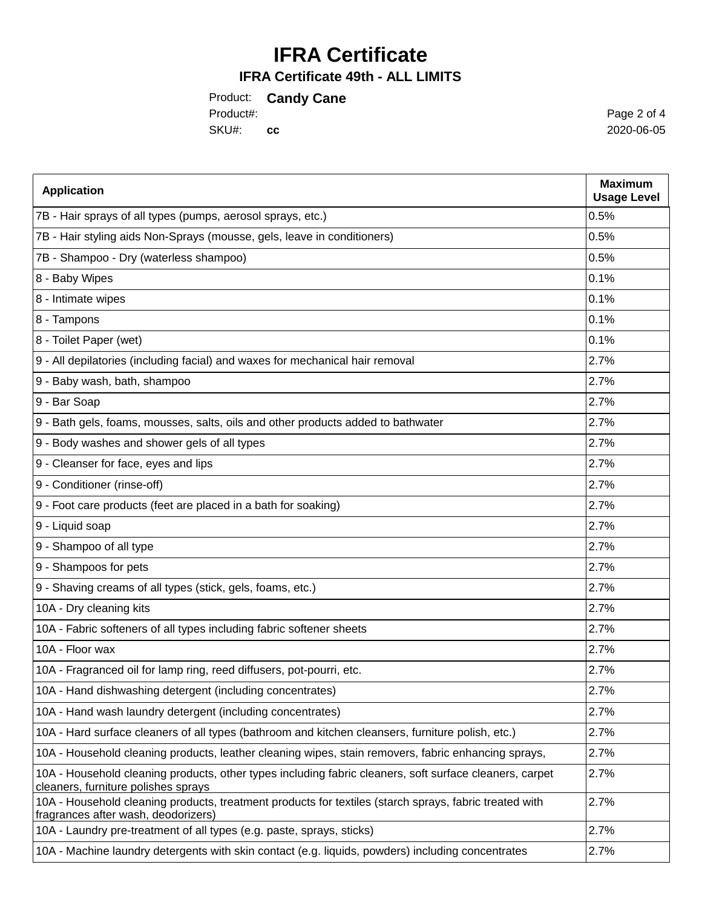# IFRA Certificate

## IFRA Certificate 49th - ALL LIMITS

Product: **Candy Cane**
Product#:
SKU#: **cc**

2020-06-05

| Application | Maximum Usage Level |
|---|---|
| 7B - Hair sprays of all types (pumps, aerosol sprays, etc.) | 0.5% |
| 7B - Hair styling aids Non-Sprays (mousse, gels, leave in conditioners) | 0.5% |
| 7B - Shampoo - Dry (waterless shampoo) | 0.5% |
| 8 - Baby Wipes | 0.1% |
| 8 - Intimate wipes | 0.1% |
| 8 - Tampons | 0.1% |
| 8 - Toilet Paper (wet) | 0.1% |
| 9 - All depilatories (including facial) and waxes for mechanical hair removal | 2.7% |
| 9 - Baby wash, bath, shampoo | 2.7% |
| 9 - Bar Soap | 2.7% |
| 9 - Bath gels, foams, mousses, salts, oils and other products added to bathwater | 2.7% |
| 9 - Body washes and shower gels of all types | 2.7% |
| 9 - Cleanser for face, eyes and lips | 2.7% |
| 9 - Conditioner (rinse-off) | 2.7% |
| 9 - Foot care products (feet are placed in a bath for soaking) | 2.7% |
| 9 - Liquid soap | 2.7% |
| 9 - Shampoo of all type | 2.7% |
| 9 - Shampoos for pets | 2.7% |
| 9 - Shaving creams of all types (stick, gels, foams, etc.) | 2.7% |
| 10A - Dry cleaning kits | 2.7% |
| 10A - Fabric softeners of all types including fabric softener sheets | 2.7% |
| 10A - Floor wax | 2.7% |
| 10A - Fragranced oil for lamp ring, reed diffusers, pot-pourri, etc. | 2.7% |
| 10A - Hand dishwashing detergent (including concentrates) | 2.7% |
| 10A - Hand wash laundry detergent (including concentrates) | 2.7% |
| 10A - Hard surface cleaners of all types (bathroom and kitchen cleansers, furniture polish, etc.) | 2.7% |
| 10A - Household cleaning products, leather cleaning wipes, stain removers, fabric enhancing sprays, | 2.7% |
| 10A - Household cleaning products, other types including fabric cleaners, soft surface cleaners, carpet cleaners, furniture polishes sprays | 2.7% |
| 10A - Household cleaning products, treatment products for textiles (starch sprays, fabric treated with fragrances after wash, deodorizers) | 2.7% |
| 10A - Laundry pre-treatment of all types (e.g. paste, sprays, sticks) | 2.7% |
| 10A - Machine laundry detergents with skin contact (e.g. liquids, powders) including concentrates | 2.7% |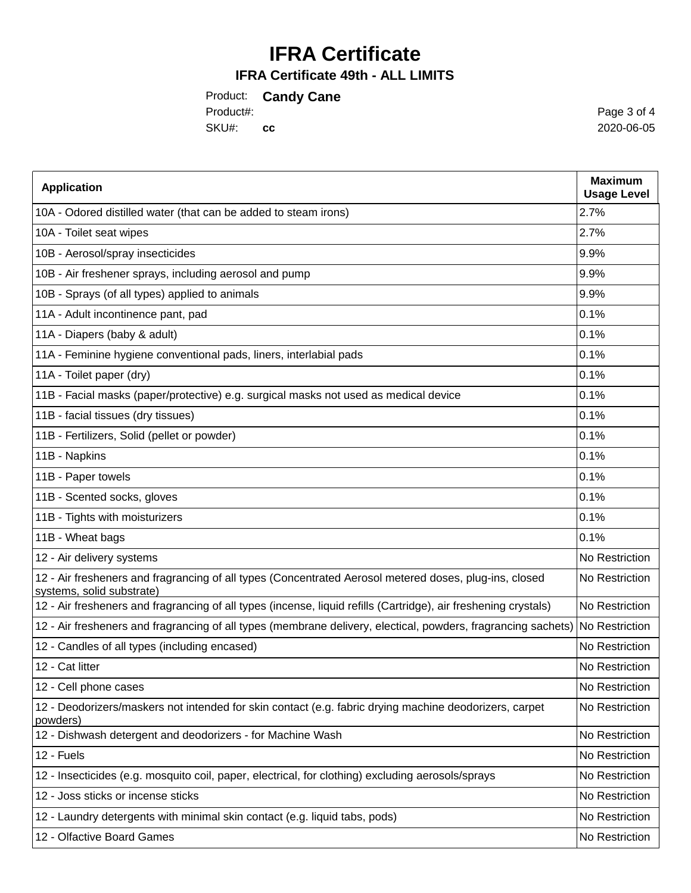# IFRA Certificate

## IFRA Certificate 49th - ALL LIMITS

Product: **Candy Cane**
Product#:
SKU#: **cc**

2020-06-05

| Application | Maximum Usage Level |
|---|---|
| 10A - Odored distilled water (that can be added to steam irons) | 2.7% |
| 10A - Toilet seat wipes | 2.7% |
| 10B - Aerosol/spray insecticides | 9.9% |
| 10B - Air freshener sprays, including aerosol and pump | 9.9% |
| 10B - Sprays (of all types) applied to animals | 9.9% |
| 11A - Adult incontinence pant, pad | 0.1% |
| 11A - Diapers (baby & adult) | 0.1% |
| 11A - Feminine hygiene conventional pads, liners, interlabial pads | 0.1% |
| 11A - Toilet paper (dry) | 0.1% |
| 11B - Facial masks (paper/protective) e.g. surgical masks not used as medical device | 0.1% |
| 11B - facial tissues (dry tissues) | 0.1% |
| 11B - Fertilizers, Solid (pellet or powder) | 0.1% |
| 11B - Napkins | 0.1% |
| 11B - Paper towels | 0.1% |
| 11B - Scented socks, gloves | 0.1% |
| 11B - Tights with moisturizers | 0.1% |
| 11B - Wheat bags | 0.1% |
| 12 - Air delivery systems | No Restriction |
| 12 - Air fresheners and fragrancing of all types (Concentrated Aerosol metered doses, plug-ins, closed systems, solid substrate) | No Restriction |
| 12 - Air fresheners and fragrancing of all types (incense, liquid refills (Cartridge), air freshening crystals) | No Restriction |
| 12 - Air fresheners and fragrancing of all types (membrane delivery, electical, powders, fragrancing sachets) | No Restriction |
| 12 - Candles of all types (including encased) | No Restriction |
| 12 - Cat litter | No Restriction |
| 12 - Cell phone cases | No Restriction |
| 12 - Deodorizers/maskers not intended for skin contact (e.g. fabric drying machine deodorizers, carpet powders) | No Restriction |
| 12 - Dishwash detergent and deodorizers - for Machine Wash | No Restriction |
| 12 - Fuels | No Restriction |
| 12 - Insecticides (e.g. mosquito coil, paper, electrical, for clothing) excluding aerosols/sprays | No Restriction |
| 12 - Joss sticks or incense sticks | No Restriction |
| 12 - Laundry detergents with minimal skin contact (e.g. liquid tabs, pods) | No Restriction |
| 12 - Olfactive Board Games | No Restriction |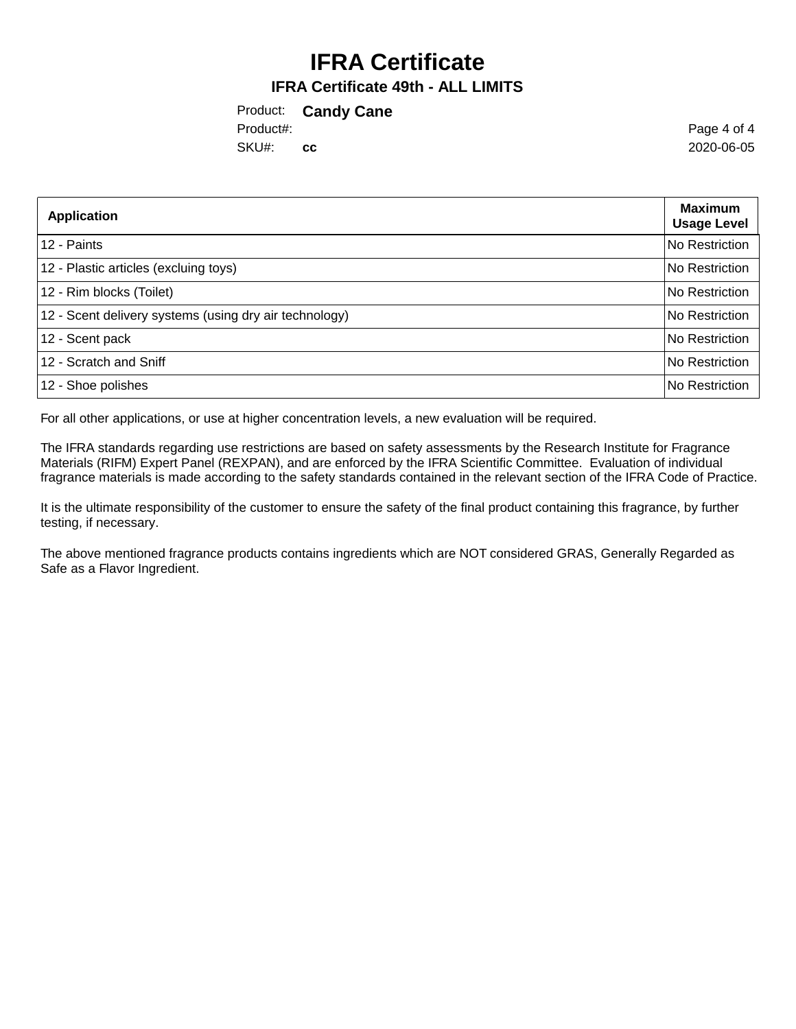# IFRA Certificate

## IFRA Certificate 49th - ALL LIMITS

Product: **Candy Cane**
Product#:
SKU#: **cc**
2020-06-05

| Application | Maximum Usage Level |
|---|---|
| 12 - Paints | No Restriction |
| 12 - Plastic articles (excluing toys) | No Restriction |
| 12 - Rim blocks (Toilet) | No Restriction |
| 12 - Scent delivery systems (using dry air technology) | No Restriction |
| 12 - Scent pack | No Restriction |
| 12 - Scratch and Sniff | No Restriction |
| 12 - Shoe polishes | No Restriction |

For all other applications, or use at higher concentration levels, a new evaluation will be required.

The IFRA standards regarding use restrictions are based on safety assessments by the Research Institute for Fragrance Materials (RIFM) Expert Panel (REXPAN), and are enforced by the IFRA Scientific Committee. Evaluation of individual fragrance materials is made according to the safety standards contained in the relevant section of the IFRA Code of Practice.

It is the ultimate responsibility of the customer to ensure the safety of the final product containing this fragrance, by further testing, if necessary.

The above mentioned fragrance products contains ingredients which are NOT considered GRAS, Generally Regarded as Safe as a Flavor Ingredient.